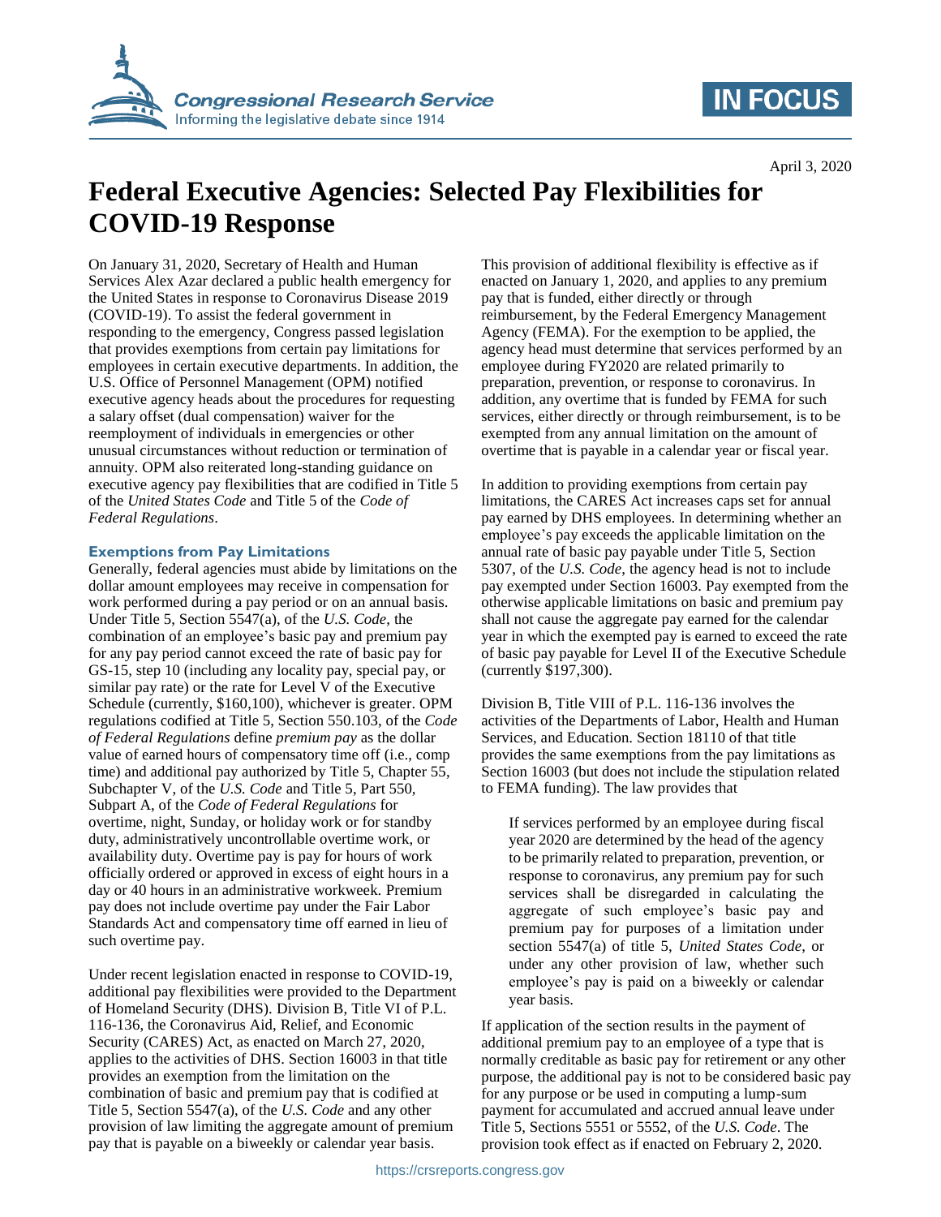# Federal Executive Agencies: Selected Pay Flexibilities for COVID-19 Response

April 3, 2020

On January 31, 2020, Secretary of Health and Human Services Alex Azar declared a public health emergency for the United States in response to Coronavirus Disease 2019 (COVID-19). To assist the federal government in responding to the emergency, Congress passed legislation that provides exemptions from certain pay limitations for employees in certain executive departments. In addition, the U.S. Office of Personnel Management (OPM) notified executive agency heads about the procedures for requesting a salary offset (dual compensation) waiver for the reemployment of individuals in emergencies or other unusual circumstances without reduction or termination of annuity. OPM also reiterated long-standing guidance on executive agency pay flexibilities that are codified in Title 5 of the *United States Code* and Title 5 of the *Code of Federal Regulations*.

## Exemptions from Pay Limitations

Generally, federal agencies must abide by limitations on the dollar amount employees may receive in compensation for work performed during a pay period or on an annual basis. Under Title 5, Section 5547(a), of the *U.S. Code*, the combination of an employee's basic pay and premium pay for any pay period cannot exceed the rate of basic pay for GS-15, step 10 (including any locality pay, special pay, or similar pay rate) or the rate for Level V of the Executive Schedule (currently, $160,100), whichever is greater. OPM regulations codified at Title 5, Section 550.103, of the *Code of Federal Regulations* define *premium pay* as the dollar value of earned hours of compensatory time off (i.e., comp time) and additional pay authorized by Title 5, Chapter 55, Subchapter V, of the *U.S. Code* and Title 5, Part 550, Subpart A, of the *Code of Federal Regulations* for overtime, night, Sunday, or holiday work or for standby duty, administratively uncontrollable overtime work, or availability duty. Overtime pay is pay for hours of work officially ordered or approved in excess of eight hours in a day or 40 hours in an administrative workweek. Premium pay does not include overtime pay under the Fair Labor Standards Act and compensatory time off earned in lieu of such overtime pay.

Under recent legislation enacted in response to COVID-19, additional pay flexibilities were provided to the Department of Homeland Security (DHS). Division B, Title VI of P.L. 116-136, the Coronavirus Aid, Relief, and Economic Security (CARES) Act, as enacted on March 27, 2020, applies to the activities of DHS. Section 16003 in that title provides an exemption from the limitation on the combination of basic and premium pay that is codified at Title 5, Section 5547(a), of the *U.S. Code* and any other provision of law limiting the aggregate amount of premium pay that is payable on a biweekly or calendar year basis.

This provision of additional flexibility is effective as if enacted on January 1, 2020, and applies to any premium pay that is funded, either directly or through reimbursement, by the Federal Emergency Management Agency (FEMA). For the exemption to be applied, the agency head must determine that services performed by an employee during FY2020 are related primarily to preparation, prevention, or response to coronavirus. In addition, any overtime that is funded by FEMA for such services, either directly or through reimbursement, is to be exempted from any annual limitation on the amount of overtime that is payable in a calendar year or fiscal year.

In addition to providing exemptions from certain pay limitations, the CARES Act increases caps set for annual pay earned by DHS employees. In determining whether an employee's pay exceeds the applicable limitation on the annual rate of basic pay payable under Title 5, Section 5307, of the *U.S. Code*, the agency head is not to include pay exempted under Section 16003. Pay exempted from the otherwise applicable limitations on basic and premium pay shall not cause the aggregate pay earned for the calendar year in which the exempted pay is earned to exceed the rate of basic pay payable for Level II of the Executive Schedule (currently $197,300).

Division B, Title VIII of P.L. 116-136 involves the activities of the Departments of Labor, Health and Human Services, and Education. Section 18110 of that title provides the same exemptions from the pay limitations as Section 16003 (but does not include the stipulation related to FEMA funding). The law provides that

> If services performed by an employee during fiscal year 2020 are determined by the head of the agency to be primarily related to preparation, prevention, or response to coronavirus, any premium pay for such services shall be disregarded in calculating the aggregate of such employee's basic pay and premium pay for purposes of a limitation under section 5547(a) of title 5, *United States Code*, or under any other provision of law, whether such employee's pay is paid on a biweekly or calendar year basis.

If application of the section results in the payment of additional premium pay to an employee of a type that is normally creditable as basic pay for retirement or any other purpose, the additional pay is not to be considered basic pay for any purpose or be used in computing a lump-sum payment for accumulated and accrued annual leave under Title 5, Sections 5551 or 5552, of the *U.S. Code*. The provision took effect as if enacted on February 2, 2020.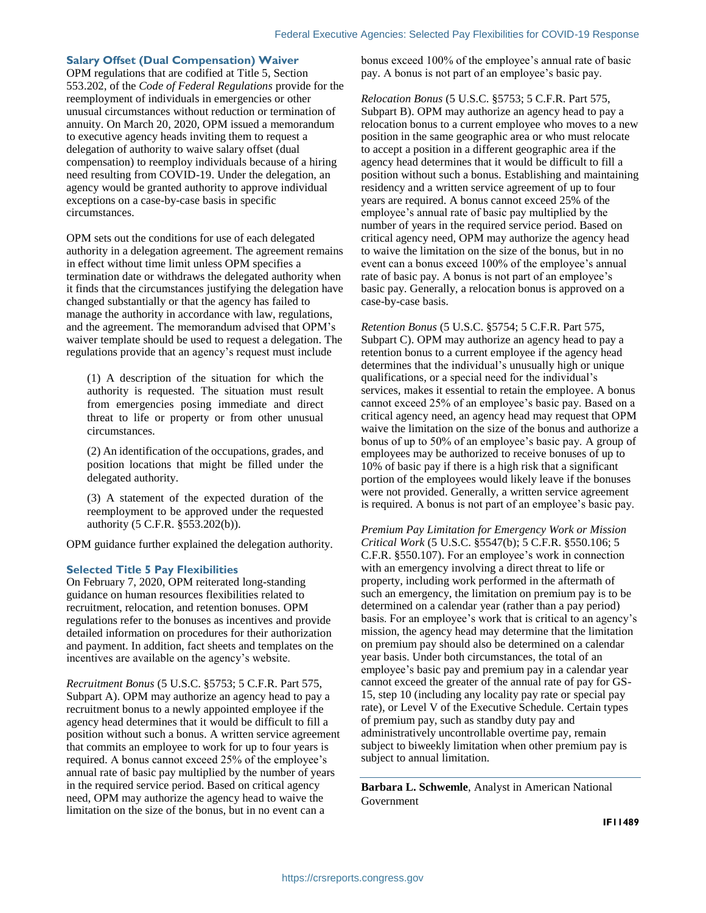## Salary Offset (Dual Compensation) Waiver

OPM regulations that are codified at Title 5, Section 553.202, of the *Code of Federal Regulations* provide for the reemployment of individuals in emergencies or other unusual circumstances without reduction or termination of annuity. On March 20, 2020, OPM issued a memorandum to executive agency heads inviting them to request a delegation of authority to waive salary offset (dual compensation) to reemploy individuals because of a hiring need resulting from COVID-19. Under the delegation, an agency would be granted authority to approve individual exceptions on a case-by-case basis in specific circumstances.

OPM sets out the conditions for use of each delegated authority in a delegation agreement. The agreement remains in effect without time limit unless OPM specifies a termination date or withdraws the delegated authority when it finds that the circumstances justifying the delegation have changed substantially or that the agency has failed to manage the authority in accordance with law, regulations, and the agreement. The memorandum advised that OPM's waiver template should be used to request a delegation. The regulations provide that an agency's request must include

> (1) A description of the situation for which the authority is requested. The situation must result from emergencies posing immediate and direct threat to life or property or from other unusual circumstances.
>
> (2) An identification of the occupations, grades, and position locations that might be filled under the delegated authority.
>
> (3) A statement of the expected duration of the reemployment to be approved under the requested authority (5 C.F.R. §553.202(b)).

OPM guidance further explained the delegation authority.

## Selected Title 5 Pay Flexibilities

On February 7, 2020, OPM reiterated long-standing guidance on human resources flexibilities related to recruitment, relocation, and retention bonuses. OPM regulations refer to the bonuses as incentives and provide detailed information on procedures for their authorization and payment. In addition, fact sheets and templates on the incentives are available on the agency's website.

*Recruitment Bonus* (5 U.S.C. §5753; 5 C.F.R. Part 575, Subpart A). OPM may authorize an agency head to pay a recruitment bonus to a newly appointed employee if the agency head determines that it would be difficult to fill a position without such a bonus. A written service agreement that commits an employee to work for up to four years is required. A bonus cannot exceed 25% of the employee's annual rate of basic pay multiplied by the number of years in the required service period. Based on critical agency need, OPM may authorize the agency head to waive the limitation on the size of the bonus, but in no event can a bonus exceed 100% of the employee's annual rate of basic pay. A bonus is not part of an employee's basic pay.

*Relocation Bonus* (5 U.S.C. §5753; 5 C.F.R. Part 575, Subpart B). OPM may authorize an agency head to pay a relocation bonus to a current employee who moves to a new position in the same geographic area or who must relocate to accept a position in a different geographic area if the agency head determines that it would be difficult to fill a position without such a bonus. Establishing and maintaining residency and a written service agreement of up to four years are required. A bonus cannot exceed 25% of the employee's annual rate of basic pay multiplied by the number of years in the required service period. Based on critical agency need, OPM may authorize the agency head to waive the limitation on the size of the bonus, but in no event can a bonus exceed 100% of the employee's annual rate of basic pay. A bonus is not part of an employee's basic pay. Generally, a relocation bonus is approved on a case-by-case basis.

*Retention Bonus* (5 U.S.C. §5754; 5 C.F.R. Part 575, Subpart C). OPM may authorize an agency head to pay a retention bonus to a current employee if the agency head determines that the individual's unusually high or unique qualifications, or a special need for the individual's services, makes it essential to retain the employee. A bonus cannot exceed 25% of an employee's basic pay. Based on a critical agency need, an agency head may request that OPM waive the limitation on the size of the bonus and authorize a bonus of up to 50% of an employee's basic pay. A group of employees may be authorized to receive bonuses of up to 10% of basic pay if there is a high risk that a significant portion of the employees would likely leave if the bonuses were not provided. Generally, a written service agreement is required. A bonus is not part of an employee's basic pay.

*Premium Pay Limitation for Emergency Work or Mission Critical Work* (5 U.S.C. §5547(b); 5 C.F.R. §550.106; 5 C.F.R. §550.107). For an employee's work in connection with an emergency involving a direct threat to life or property, including work performed in the aftermath of such an emergency, the limitation on premium pay is to be determined on a calendar year (rather than a pay period) basis. For an employee's work that is critical to an agency's mission, the agency head may determine that the limitation on premium pay should also be determined on a calendar year basis. Under both circumstances, the total of an employee's basic pay and premium pay in a calendar year cannot exceed the greater of the annual rate of pay for GS-15, step 10 (including any locality pay rate or special pay rate), or Level V of the Executive Schedule. Certain types of premium pay, such as standby duty pay and administratively uncontrollable overtime pay, remain subject to biweekly limitation when other premium pay is subject to annual limitation.

---

**Barbara L. Schwemle**, Analyst in American National Government

IF11489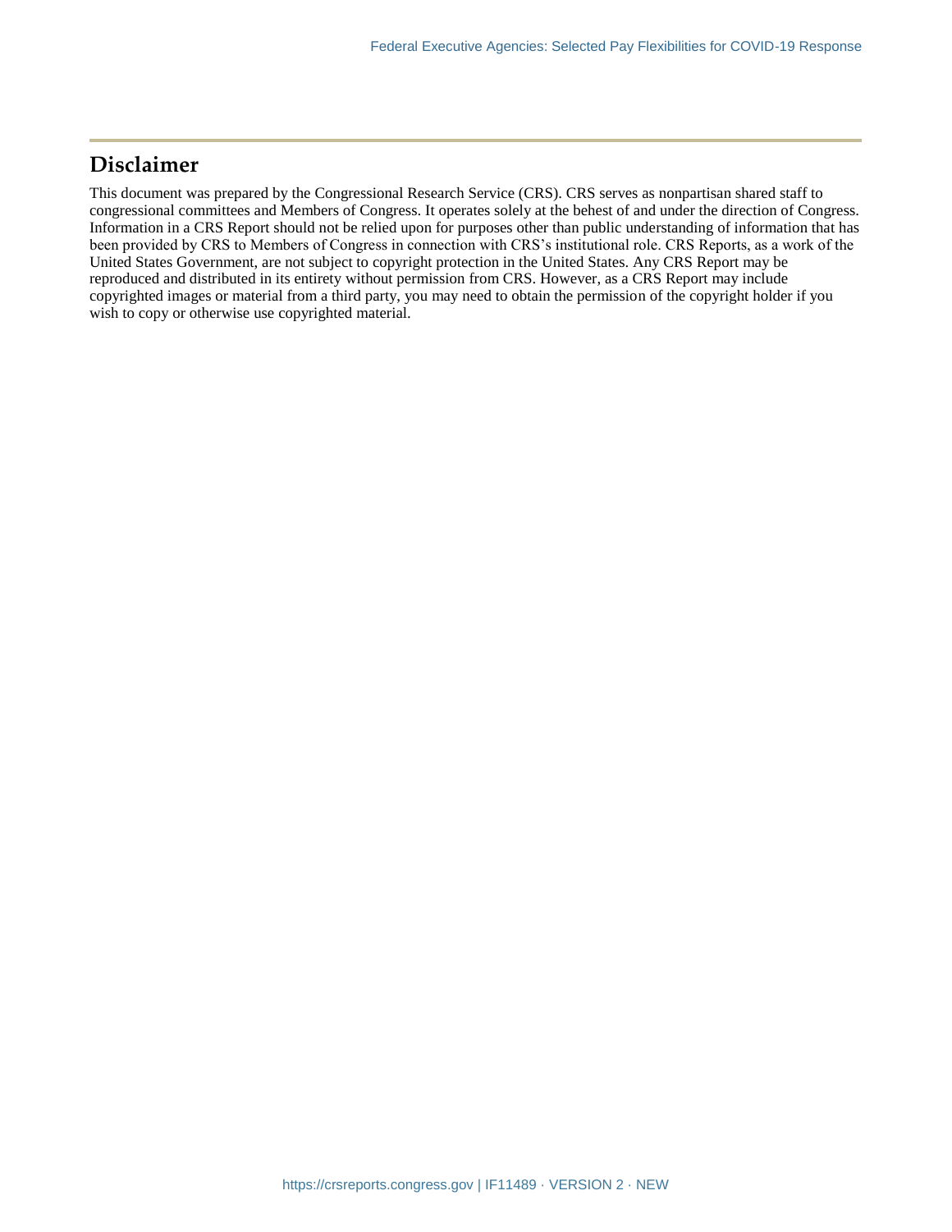## Disclaimer

This document was prepared by the Congressional Research Service (CRS). CRS serves as nonpartisan shared staff to congressional committees and Members of Congress. It operates solely at the behest of and under the direction of Congress. Information in a CRS Report should not be relied upon for purposes other than public understanding of information that has been provided by CRS to Members of Congress in connection with CRS's institutional role. CRS Reports, as a work of the United States Government, are not subject to copyright protection in the United States. Any CRS Report may be reproduced and distributed in its entirety without permission from CRS. However, as a CRS Report may include copyrighted images or material from a third party, you may need to obtain the permission of the copyright holder if you wish to copy or otherwise use copyrighted material.